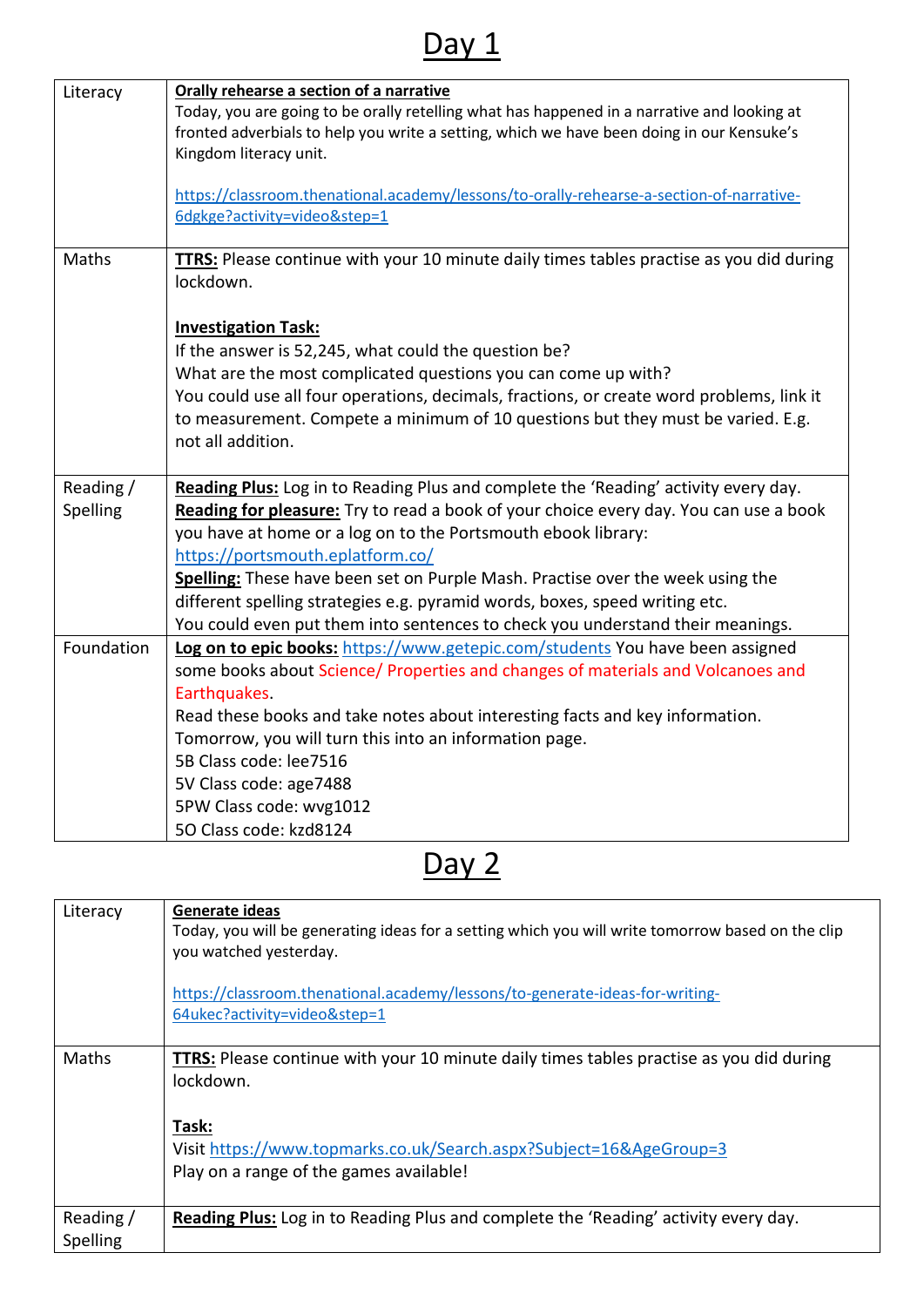# Day 1

| | |
|---|---|
| Literacy | **Orally rehearse a section of a narrative**<br>Today, you are going to be orally retelling what has happened in a narrative and looking at fronted adverbials to help you write a setting, which we have been doing in our Kensuke's Kingdom literacy unit.<br><br>https://classroom.thenational.academy/lessons/to-orally-rehearse-a-section-of-narrative-6dgkge?activity=video&step=1 |
| Maths | **TTRS:** Please continue with your 10 minute daily times tables practise as you did during lockdown.<br><br>**Investigation Task:**<br>If the answer is 52,245, what could the question be?<br>What are the most complicated questions you can come up with?<br>You could use all four operations, decimals, fractions, or create word problems, link it to measurement. Compete a minimum of 10 questions but they must be varied. E.g. not all addition. |
| Reading / Spelling | **Reading Plus:** Log in to Reading Plus and complete the 'Reading' activity every day.<br>**Reading for pleasure:** Try to read a book of your choice every day. You can use a book you have at home or a log on to the Portsmouth ebook library: https://portsmouth.eplatform.co/<br>**Spelling:** These have been set on Purple Mash. Practise over the week using the different spelling strategies e.g. pyramid words, boxes, speed writing etc.<br>You could even put them into sentences to check you understand their meanings. |
| Foundation | **Log on to epic books:** https://www.getepic.com/students You have been assigned some books about Science/ Properties and changes of materials and Volcanoes and Earthquakes.<br>Read these books and take notes about interesting facts and key information.<br>Tomorrow, you will turn this into an information page.<br>5B Class code: lee7516<br>5V Class code: age7488<br>5PW Class code: wvg1012<br>5O Class code: kzd8124 |

# Day 2

| | |
|---|---|
| Literacy | **Generate ideas**<br>Today, you will be generating ideas for a setting which you will write tomorrow based on the clip you watched yesterday.<br><br>https://classroom.thenational.academy/lessons/to-generate-ideas-for-writing-64ukec?activity=video&step=1 |
| Maths | **TTRS:** Please continue with your 10 minute daily times tables practise as you did during lockdown.<br><br>**Task:**<br>Visit https://www.topmarks.co.uk/Search.aspx?Subject=16&AgeGroup=3<br>Play on a range of the games available! |
| Reading / Spelling | **Reading Plus:** Log in to Reading Plus and complete the 'Reading' activity every day. |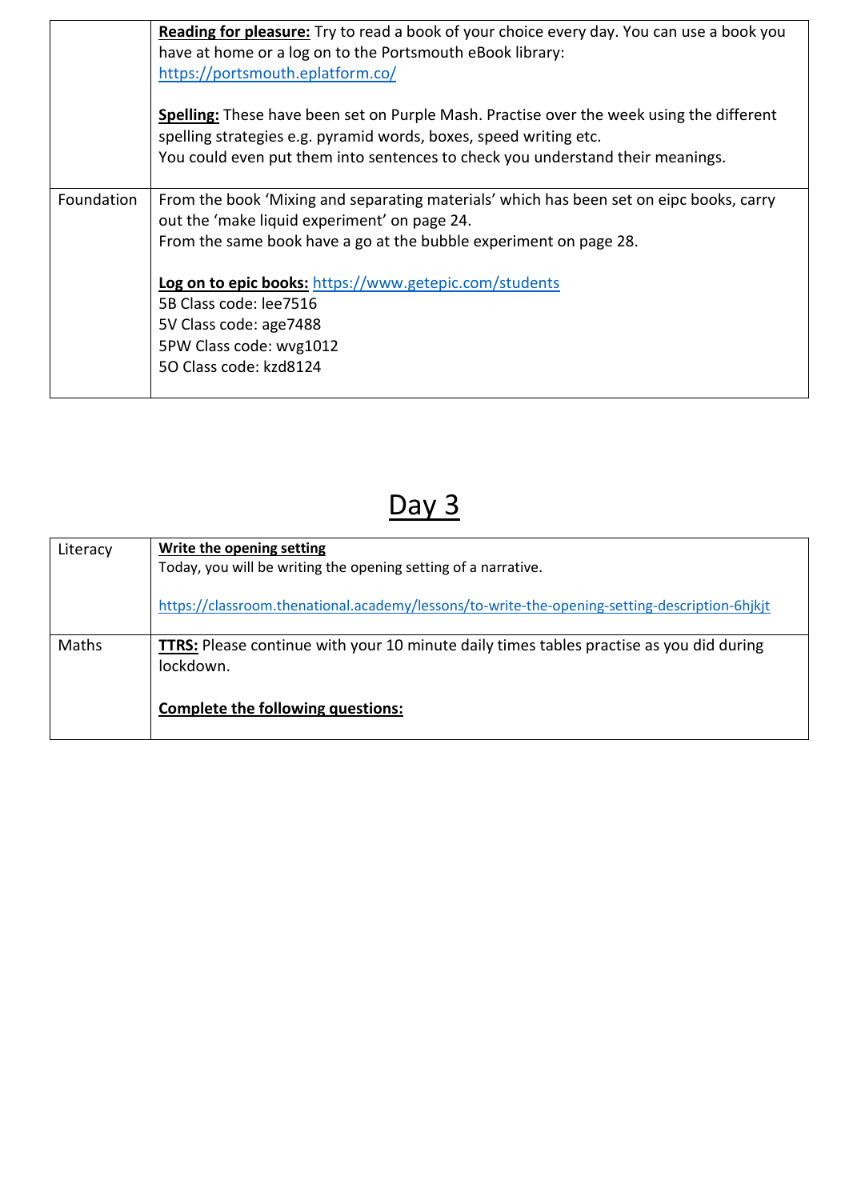| | |
|---|---|
| | **Reading for pleasure:** Try to read a book of your choice every day. You can use a book you have at home or a log on to the Portsmouth eBook library: https://portsmouth.eplatform.co/<br><br>**Spelling:** These have been set on Purple Mash. Practise over the week using the different spelling strategies e.g. pyramid words, boxes, speed writing etc.<br>You could even put them into sentences to check you understand their meanings. |
| Foundation | From the book 'Mixing and separating materials' which has been set on eipc books, carry out the 'make liquid experiment' on page 24.<br>From the same book have a go at the bubble experiment on page 28.<br><br>**Log on to epic books:** https://www.getepic.com/students<br>5B Class code: lee7516<br>5V Class code: age7488<br>5PW Class code: wvg1012<br>5O Class code: kzd8124 |

# Day 3

| | |
|---|---|
| Literacy | **Write the opening setting**<br>Today, you will be writing the opening setting of a narrative.<br><br>https://classroom.thenational.academy/lessons/to-write-the-opening-setting-description-6hjkjt |
| Maths | **TTRS:** Please continue with your 10 minute daily times tables practise as you did during lockdown.<br><br>**Complete the following questions:** |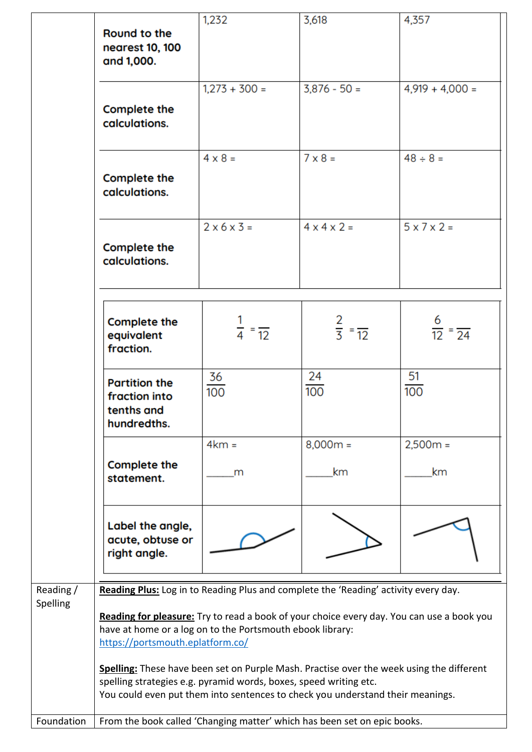| | | | | |
|---|---|---|---|---|
| | Round to the nearest 10, 100 and 1,000. | 1,232 | 3,618 | 4,357 |
| | Complete the calculations. | 1,273 + 300 = | 3,876 - 50 = | 4,919 + 4,000 = |
| | Complete the calculations. | 4 x 8 = | 7 x 8 = | 48 ÷ 8 = |
| | Complete the calculations. | 2 x 6 x 3 = | 4 x 4 x 2 = | 5 x 7 x 2 = |
| | Complete the equivalent fraction. | $\frac{1}{4} = \frac{\quad}{12}$ | $\frac{2}{3} = \frac{\quad}{12}$ | $\frac{6}{12} = \frac{\quad}{24}$ |
| | Partition the fraction into tenths and hundredths. | $\frac{36}{100}$ | $\frac{24}{100}$ | $\frac{51}{100}$ |
| | Complete the statement. | 4km = ______m | 8,000m = ______km | 2,500m = ______km |
| | Label the angle, acute, obtuse or right angle. | | | |
| Reading / Spelling | **Reading Plus:** Log in to Reading Plus and complete the 'Reading' activity every day.<br><br>**Reading for pleasure:** Try to read a book of your choice every day. You can use a book you have at home or a log on to the Portsmouth ebook library: https://portsmouth.eplatform.co/<br><br>**Spelling:** These have been set on Purple Mash. Practise over the week using the different spelling strategies e.g. pyramid words, boxes, speed writing etc. You could even put them into sentences to check you understand their meanings. | | | |
| Foundation | From the book called 'Changing matter' which has been set on epic books. | | | |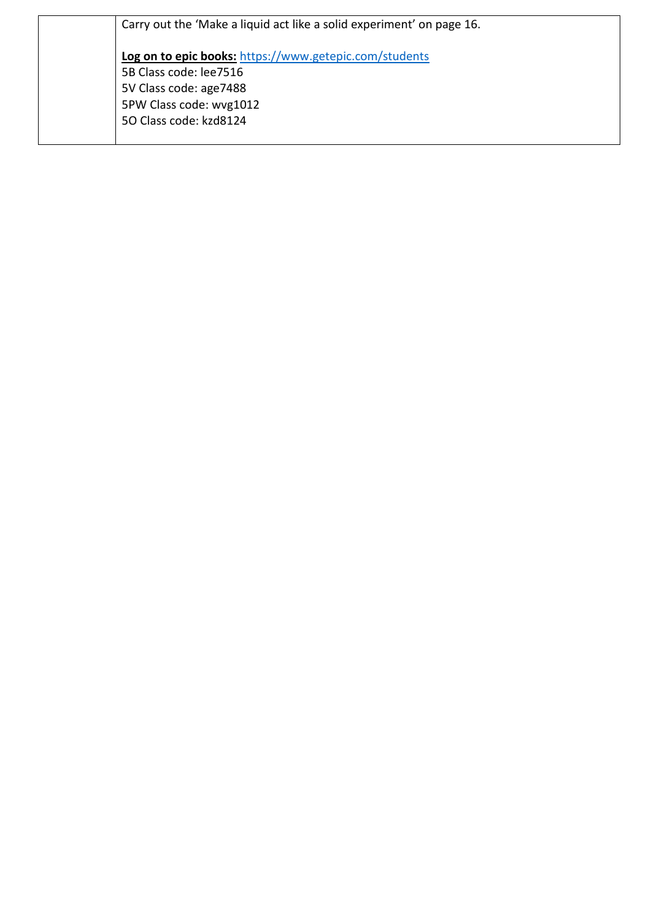| | |
|---|---|
| | Carry out the 'Make a liquid act like a solid experiment' on page 16.<br><br>**Log on to epic books:** https://www.getepic.com/students<br>5B Class code: lee7516<br>5V Class code: age7488<br>5PW Class code: wvg1012<br>5O Class code: kzd8124 |